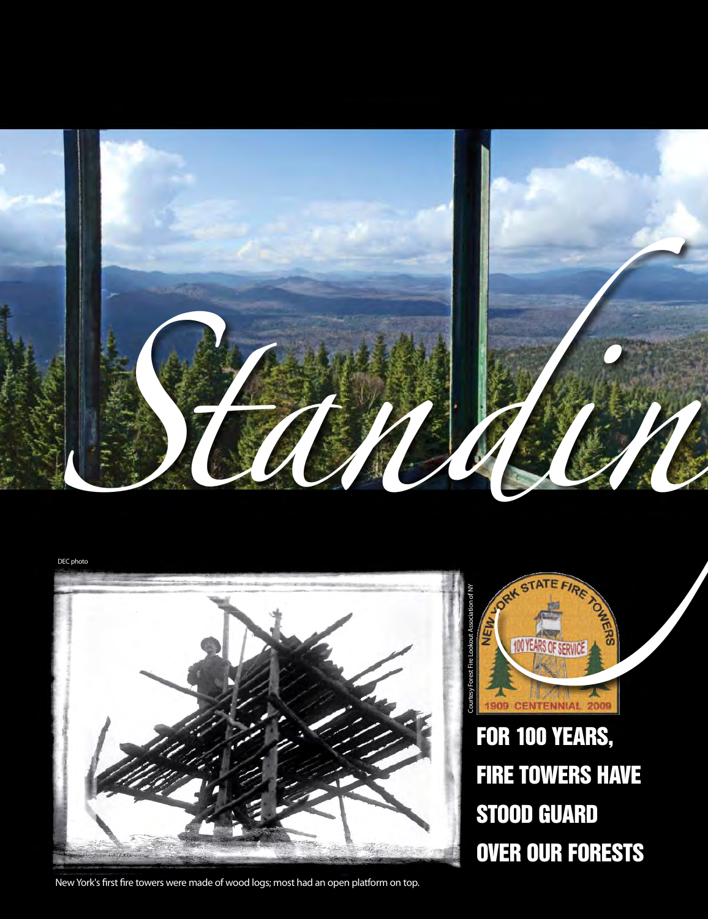# *Standin*

DEC photo

Courtesy Forest Fire Lookout Association of NY

NEW YORK STATE FIRE TOWERS
100 YEARS OF SERVICE
1909 CENTENNIAL 2009

## FOR 100 YEARS, FIRE TOWERS HAVE STOOD GUARD OVER OUR FORESTS

New York's first fire towers were made of wood logs; most had an open platform on top.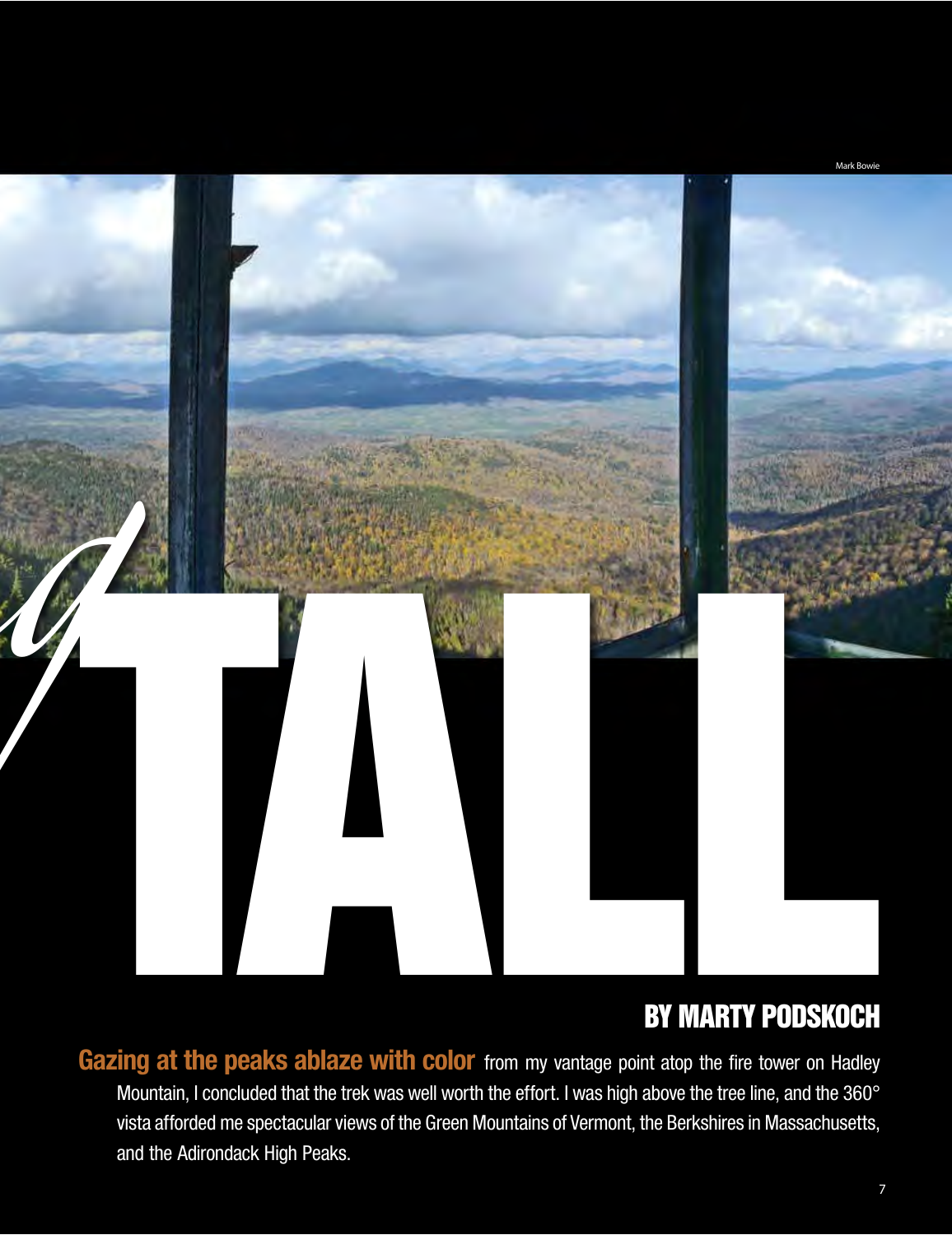Mark Bowie

# *of* TALL

## BY MARTY PODSKOCH

**Gazing at the peaks ablaze with color** from my vantage point atop the fire tower on Hadley Mountain, I concluded that the trek was well worth the effort. I was high above the tree line, and the 360° vista afforded me spectacular views of the Green Mountains of Vermont, the Berkshires in Massachusetts, and the Adirondack High Peaks.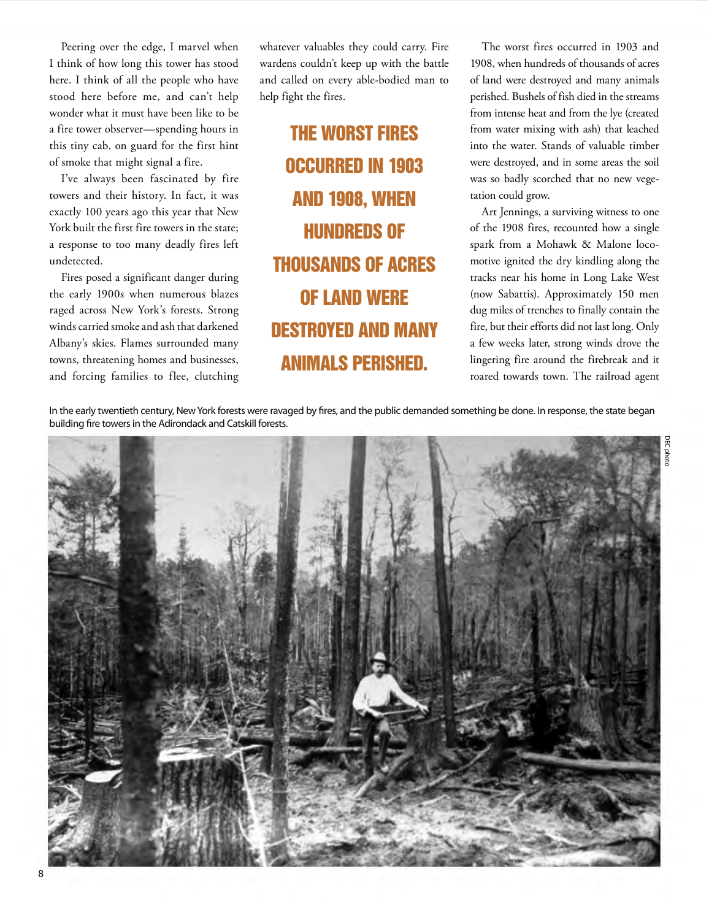Peering over the edge, I marvel when I think of how long this tower has stood here. I think of all the people who have stood here before me, and can't help wonder what it must have been like to be a fire tower observer—spending hours in this tiny cab, on guard for the first hint of smoke that might signal a fire.

I've always been fascinated by fire towers and their history. In fact, it was exactly 100 years ago this year that New York built the first fire towers in the state; a response to too many deadly fires left undetected.

Fires posed a significant danger during the early 1900s when numerous blazes raged across New York's forests. Strong winds carried smoke and ash that darkened Albany's skies. Flames surrounded many towns, threatening homes and businesses, and forcing families to flee, clutching whatever valuables they could carry. Fire wardens couldn't keep up with the battle and called on every able-bodied man to help fight the fires.

**THE WORST FIRES OCCURRED IN 1903 AND 1908, WHEN HUNDREDS OF THOUSANDS OF ACRES OF LAND WERE DESTROYED AND MANY ANIMALS PERISHED.**

The worst fires occurred in 1903 and 1908, when hundreds of thousands of acres of land were destroyed and many animals perished. Bushels of fish died in the streams from intense heat and from the lye (created from water mixing with ash) that leached into the water. Stands of valuable timber were destroyed, and in some areas the soil was so badly scorched that no new vegetation could grow.

Art Jennings, a surviving witness to one of the 1908 fires, recounted how a single spark from a Mohawk & Malone locomotive ignited the dry kindling along the tracks near his home in Long Lake West (now Sabattis). Approximately 150 men dug miles of trenches to finally contain the fire, but their efforts did not last long. Only a few weeks later, strong winds drove the lingering fire around the firebreak and it roared towards town. The railroad agent

In the early twentieth century, New York forests were ravaged by fires, and the public demanded something be done. In response, the state began building fire towers in the Adirondack and Catskill forests.

DEC photo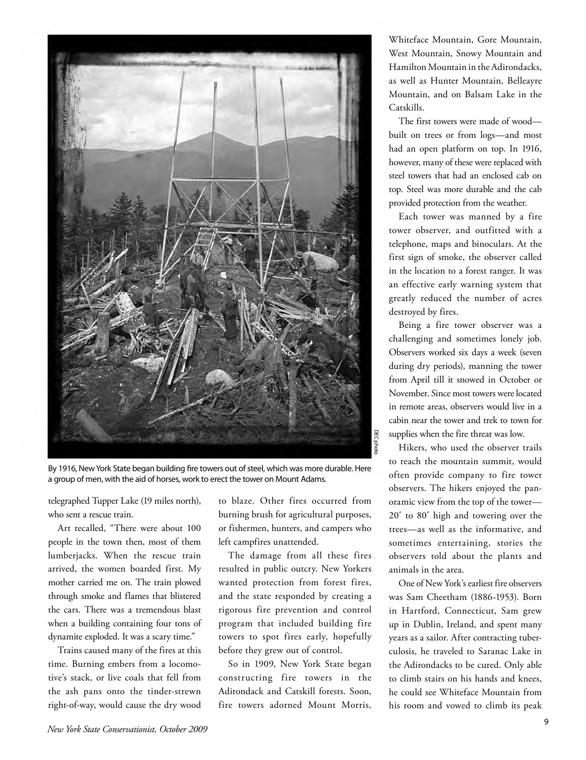By 1916, New York State began building fire towers out of steel, which was more durable. Here a group of men, with the aid of horses, work to erect the tower on Mount Adams.

telegraphed Tupper Lake (19 miles north), who sent a rescue train.

Art recalled, "There were about 100 people in the town then, most of them lumberjacks. When the rescue train arrived, the women boarded first. My mother carried me on. The train plowed through smoke and flames that blistered the cars. There was a tremendous blast when a building containing four tons of dynamite exploded. It was a scary time."

Trains caused many of the fires at this time. Burning embers from a locomotive's stack, or live coals that fell from the ash pans onto the tinder-strewn right-of-way, would cause the dry wood to blaze. Other fires occurred from burning brush for agricultural purposes, or fishermen, hunters, and campers who left campfires unattended.

The damage from all these fires resulted in public outcry. New Yorkers wanted protection from forest fires, and the state responded by creating a rigorous fire prevention and control program that included building fire towers to spot fires early, hopefully before they grew out of control.

So in 1909, New York State began constructing fire towers in the Adirondack and Catskill forests. Soon, fire towers adorned Mount Morris, Whiteface Mountain, Gore Mountain, West Mountain, Snowy Mountain and Hamilton Mountain in the Adirondacks, as well as Hunter Mountain, Belleayre Mountain, and on Balsam Lake in the Catskills.

The first towers were made of wood—built on trees or from logs—and most had an open platform on top. In 1916, however, many of these were replaced with steel towers that had an enclosed cab on top. Steel was more durable and the cab provided protection from the weather.

Each tower was manned by a fire tower observer, and outfitted with a telephone, maps and binoculars. At the first sign of smoke, the observer called in the location to a forest ranger. It was an effective early warning system that greatly reduced the number of acres destroyed by fires.

Being a fire tower observer was a challenging and sometimes lonely job. Observers worked six days a week (seven during dry periods), manning the tower from April till it snowed in October or November. Since most towers were located in remote areas, observers would live in a cabin near the tower and trek to town for supplies when the fire threat was low.

Hikers, who used the observer trails to reach the mountain summit, would often provide company to fire tower observers. The hikers enjoyed the panoramic view from the top of the tower—20' to 80' high and towering over the trees—as well as the informative, and sometimes entertaining, stories the observers told about the plants and animals in the area.

One of New York's earliest fire observers was Sam Cheetham (1886-1953). Born in Hartford, Connecticut, Sam grew up in Dublin, Ireland, and spent many years as a sailor. After contracting tuberculosis, he traveled to Saranac Lake in the Adirondacks to be cured. Only able to climb stairs on his hands and knees, he could see Whiteface Mountain from his room and vowed to climb its peak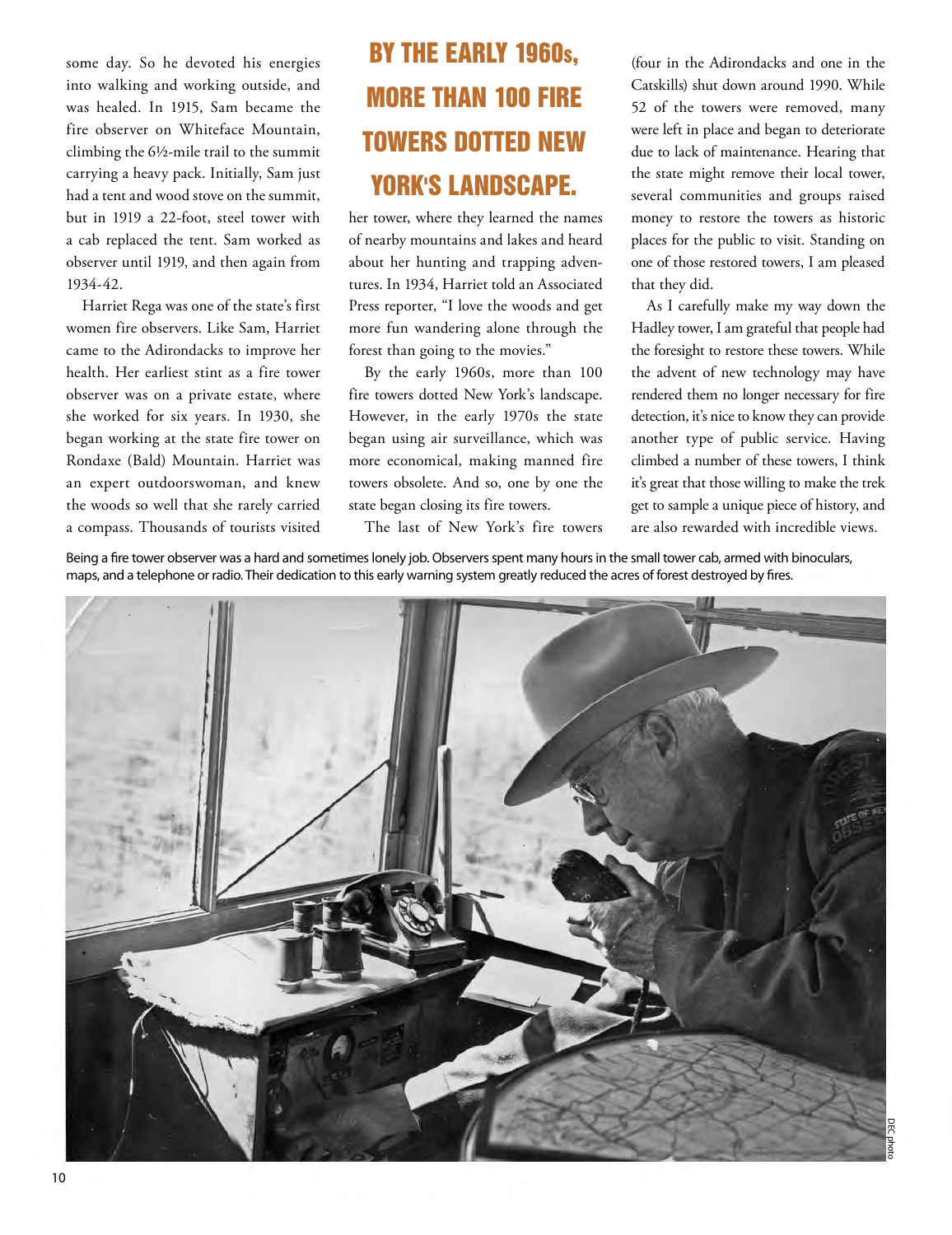some day. So he devoted his energies into walking and working outside, and was healed. In 1915, Sam became the fire observer on Whiteface Mountain, climbing the 6½-mile trail to the summit carrying a heavy pack. Initially, Sam just had a tent and wood stove on the summit, but in 1919 a 22-foot, steel tower with a cab replaced the tent. Sam worked as observer until 1919, and then again from 1934-42.

Harriet Rega was one of the state's first women fire observers. Like Sam, Harriet came to the Adirondacks to improve her health. Her earliest stint as a fire tower observer was on a private estate, where she worked for six years. In 1930, she began working at the state fire tower on Rondaxe (Bald) Mountain. Harriet was an expert outdoorswoman, and knew the woods so well that she rarely carried a compass. Thousands of tourists visited her tower, where they learned the names of nearby mountains and lakes and heard about her hunting and trapping adventures. In 1934, Harriet told an Associated Press reporter, "I love the woods and get more fun wandering alone through the forest than going to the movies."

**BY THE EARLY 1960s, MORE THAN 100 FIRE TOWERS DOTTED NEW YORK'S LANDSCAPE.**

By the early 1960s, more than 100 fire towers dotted New York's landscape. However, in the early 1970s the state began using air surveillance, which was more economical, making manned fire towers obsolete. And so, one by one the state began closing its fire towers.

The last of New York's fire towers (four in the Adirondacks and one in the Catskills) shut down around 1990. While 52 of the towers were removed, many were left in place and began to deteriorate due to lack of maintenance. Hearing that the state might remove their local tower, several communities and groups raised money to restore the towers as historic places for the public to visit. Standing on one of those restored towers, I am pleased that they did.

As I carefully make my way down the Hadley tower, I am grateful that people had the foresight to restore these towers. While the advent of new technology may have rendered them no longer necessary for fire detection, it's nice to know they can provide another type of public service. Having climbed a number of these towers, I think it's great that those willing to make the trek get to sample a unique piece of history, and are also rewarded with incredible views.

Being a fire tower observer was a hard and sometimes lonely job. Observers spent many hours in the small tower cab, armed with binoculars, maps, and a telephone or radio. Their dedication to this early warning system greatly reduced the acres of forest destroyed by fires.

DEC photo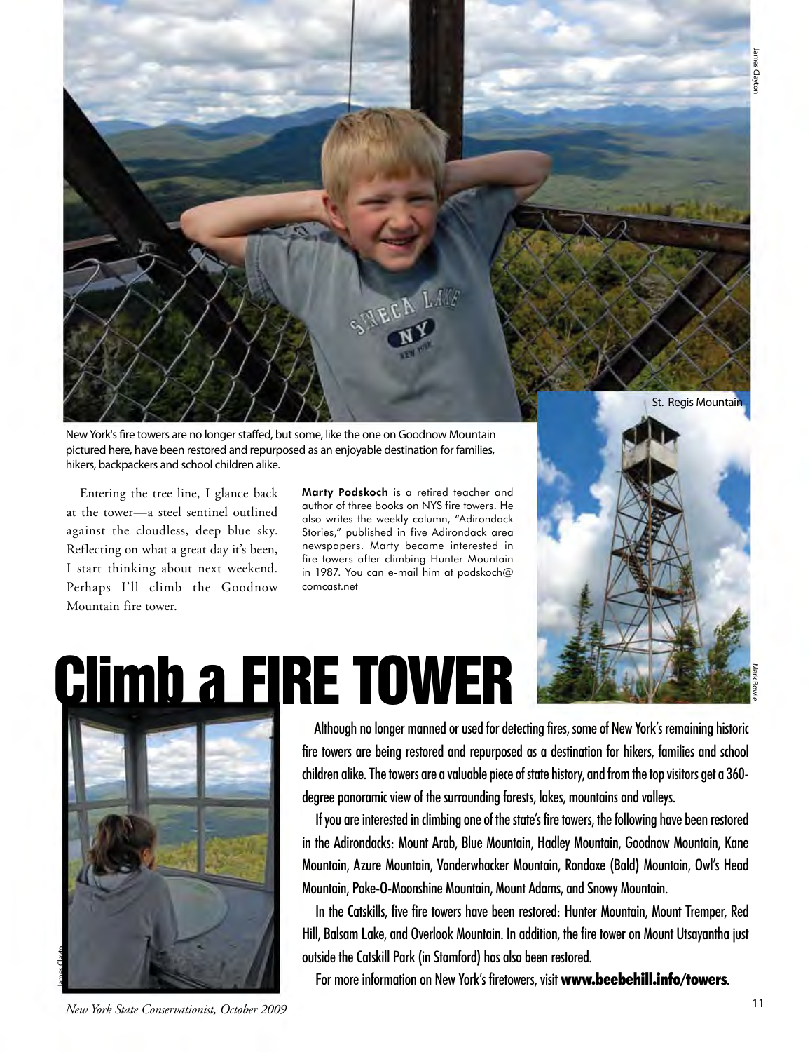New York's fire towers are no longer staffed, but some, like the one on Goodnow Mountain pictured here, have been restored and repurposed as an enjoyable destination for families, hikers, backpackers and school children alike.

St. Regis Mountain

Entering the tree line, I glance back at the tower—a steel sentinel outlined against the cloudless, deep blue sky. Reflecting on what a great day it's been, I start thinking about next weekend. Perhaps I'll climb the Goodnow Mountain fire tower.

**Marty Podskoch** is a retired teacher and author of three books on NYS fire towers. He also writes the weekly column, "Adirondack Stories," published in five Adirondack area newspapers. Marty became interested in fire towers after climbing Hunter Mountain in 1987. You can e-mail him at podskoch@comcast.net

# Climb a FIRE TOWER

Although no longer manned or used for detecting fires, some of New York's remaining historic fire towers are being restored and repurposed as a destination for hikers, families and school children alike. The towers are a valuable piece of state history, and from the top visitors get a 360-degree panoramic view of the surrounding forests, lakes, mountains and valleys.

If you are interested in climbing one of the state's fire towers, the following have been restored in the Adirondacks: Mount Arab, Blue Mountain, Hadley Mountain, Goodnow Mountain, Kane Mountain, Azure Mountain, Vanderwhacker Mountain, Rondaxe (Bald) Mountain, Owl's Head Mountain, Poke-O-Moonshine Mountain, Mount Adams, and Snowy Mountain.

In the Catskills, five fire towers have been restored: Hunter Mountain, Mount Tremper, Red Hill, Balsam Lake, and Overlook Mountain. In addition, the fire tower on Mount Utsayantha just outside the Catskill Park (in Stamford) has also been restored.

For more information on New York's firetowers, visit **www.beebehill.info/towers**.